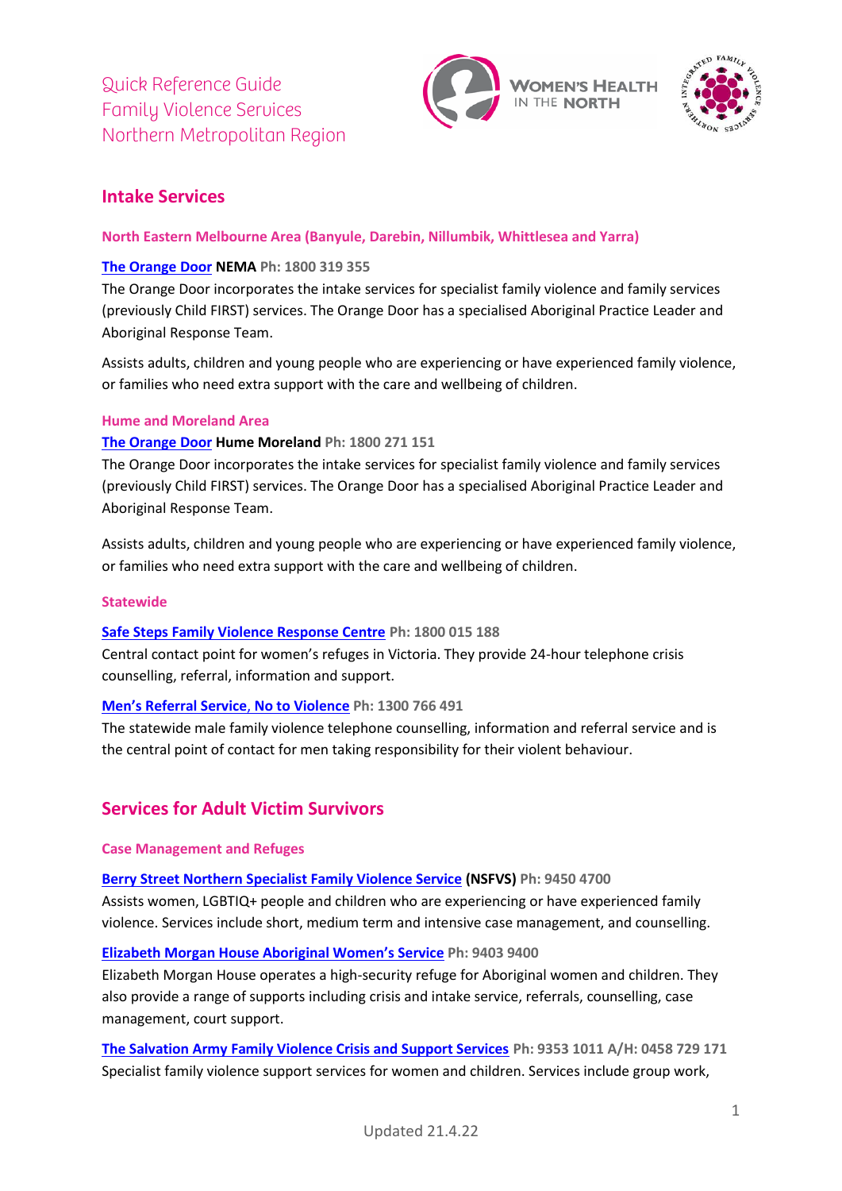# Quick Reference Guide
# Family Violence Services
# Northern Metropolitan Region

## Intake Services

### North Eastern Melbourne Area (Banyule, Darebin, Nillumbik, Whittlesea and Yarra)

**The Orange Door NEMA Ph: 1800 319 355**

The Orange Door incorporates the intake services for specialist family violence and family services (previously Child FIRST) services. The Orange Door has a specialised Aboriginal Practice Leader and Aboriginal Response Team.

Assists adults, children and young people who are experiencing or have experienced family violence, or families who need extra support with the care and wellbeing of children.

### Hume and Moreland Area

**The Orange Door Hume Moreland Ph: 1800 271 151**

The Orange Door incorporates the intake services for specialist family violence and family services (previously Child FIRST) services. The Orange Door has a specialised Aboriginal Practice Leader and Aboriginal Response Team.

Assists adults, children and young people who are experiencing or have experienced family violence, or families who need extra support with the care and wellbeing of children.

### Statewide

**Safe Steps Family Violence Response Centre Ph: 1800 015 188**

Central contact point for women's refuges in Victoria. They provide 24-hour telephone crisis counselling, referral, information and support.

**Men's Referral Service, No to Violence Ph: 1300 766 491**

The statewide male family violence telephone counselling, information and referral service and is the central point of contact for men taking responsibility for their violent behaviour.

## Services for Adult Victim Survivors

### Case Management and Refuges

**Berry Street Northern Specialist Family Violence Service (NSFVS) Ph: 9450 4700**

Assists women, LGBTIQ+ people and children who are experiencing or have experienced family violence. Services include short, medium term and intensive case management, and counselling.

**Elizabeth Morgan House Aboriginal Women's Service Ph: 9403 9400**

Elizabeth Morgan House operates a high-security refuge for Aboriginal women and children. They also provide a range of supports including crisis and intake service, referrals, counselling, case management, court support.

**The Salvation Army Family Violence Crisis and Support Services Ph: 9353 1011 A/H: 0458 729 171**

Specialist family violence support services for women and children. Services include group work,

Updated 21.4.22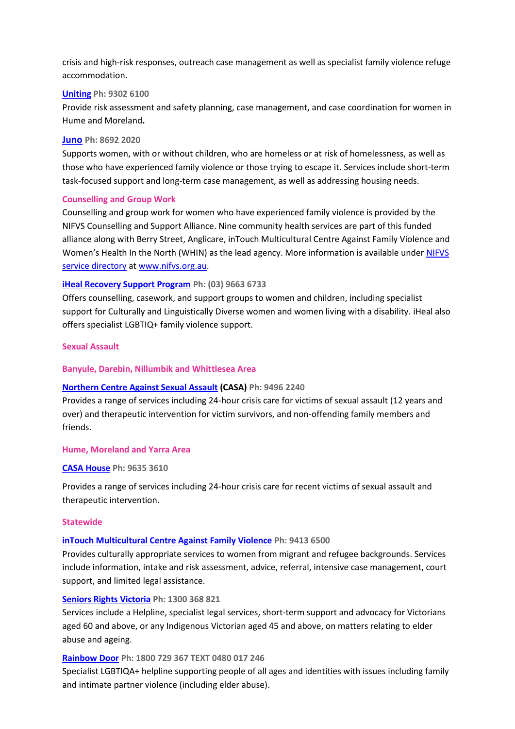crisis and high-risk responses, outreach case management as well as specialist family violence refuge accommodation.

**Uniting** **Ph: 9302 6100**
Provide risk assessment and safety planning, case management, and case coordination for women in Hume and Moreland**.**

**Juno** **Ph: 8692 2020**
Supports women, with or without children, who are homeless or at risk of homelessness, as well as those who have experienced family violence or those trying to escape it. Services include short-term task-focused support and long-term case management, as well as addressing housing needs.

### Counselling and Group Work

Counselling and group work for women who have experienced family violence is provided by the NIFVS Counselling and Support Alliance. Nine community health services are part of this funded alliance along with Berry Street, Anglicare, inTouch Multicultural Centre Against Family Violence and Women's Health In the North (WHIN) as the lead agency. More information is available under NIFVS service directory at www.nifvs.org.au.

**iHeal Recovery Support Program** **Ph: (03) 9663 6733**
Offers counselling, casework, and support groups to women and children, including specialist support for Culturally and Linguistically Diverse women and women living with a disability. iHeal also offers specialist LGBTIQ+ family violence support.

## Sexual Assault

### Banyule, Darebin, Nillumbik and Whittlesea Area

**Northern Centre Against Sexual Assault (CASA)** **Ph: 9496 2240**
Provides a range of services including 24-hour crisis care for victims of sexual assault (12 years and over) and therapeutic intervention for victim survivors, and non-offending family members and friends.

### Hume, Moreland and Yarra Area

**CASA House** **Ph: 9635 3610**

Provides a range of services including 24-hour crisis care for recent victims of sexual assault and therapeutic intervention.

### Statewide

**inTouch Multicultural Centre Against Family Violence** **Ph: 9413 6500**
Provides culturally appropriate services to women from migrant and refugee backgrounds. Services include information, intake and risk assessment, advice, referral, intensive case management, court support, and limited legal assistance.

**Seniors Rights Victoria** **Ph: 1300 368 821**
Services include a Helpline, specialist legal services, short-term support and advocacy for Victorians aged 60 and above, or any Indigenous Victorian aged 45 and above, on matters relating to elder abuse and ageing.

**Rainbow Door** **Ph: 1800 729 367 TEXT 0480 017 246**
Specialist LGBTIQA+ helpline supporting people of all ages and identities with issues including family and intimate partner violence (including elder abuse).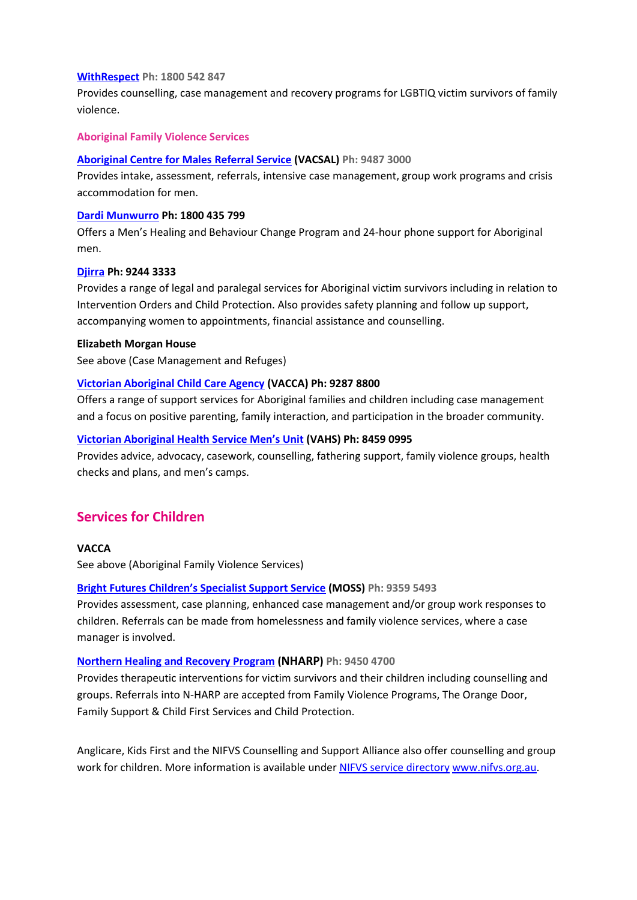**[WithRespect](#) Ph: 1800 542 847**

Provides counselling, case management and recovery programs for LGBTIQ victim survivors of family violence.

### Aboriginal Family Violence Services

**[Aboriginal Centre for Males Referral Service](#) (VACSAL) Ph: 9487 3000**

Provides intake, assessment, referrals, intensive case management, group work programs and crisis accommodation for men.

**[Dardi Munwurro](#) Ph: 1800 435 799**

Offers a Men's Healing and Behaviour Change Program and 24-hour phone support for Aboriginal men.

**[Djirra](#) Ph: 9244 3333**

Provides a range of legal and paralegal services for Aboriginal victim survivors including in relation to Intervention Orders and Child Protection. Also provides safety planning and follow up support, accompanying women to appointments, financial assistance and counselling.

**Elizabeth Morgan House**

See above (Case Management and Refuges)

**[Victorian Aboriginal Child Care Agency](#) (VACCA) Ph: 9287 8800**

Offers a range of support services for Aboriginal families and children including case management and a focus on positive parenting, family interaction, and participation in the broader community.

**[Victorian Aboriginal Health Service Men's Unit](#) (VAHS) Ph: 8459 0995**

Provides advice, advocacy, casework, counselling, fathering support, family violence groups, health checks and plans, and men's camps.

## Services for Children

**VACCA**

See above (Aboriginal Family Violence Services)

**[Bright Futures Children's Specialist Support Service](#) (MOSS) Ph: 9359 5493**

Provides assessment, case planning, enhanced case management and/or group work responses to children. Referrals can be made from homelessness and family violence services, where a case manager is involved.

**[Northern Healing and Recovery Program](#) (NHARP) Ph: 9450 4700**

Provides therapeutic interventions for victim survivors and their children including counselling and groups. Referrals into N-HARP are accepted from Family Violence Programs, The Orange Door, Family Support & Child First Services and Child Protection.

Anglicare, Kids First and the NIFVS Counselling and Support Alliance also offer counselling and group work for children. More information is available under [NIFVS service directory](#) [www.nifvs.org.au](http://www.nifvs.org.au).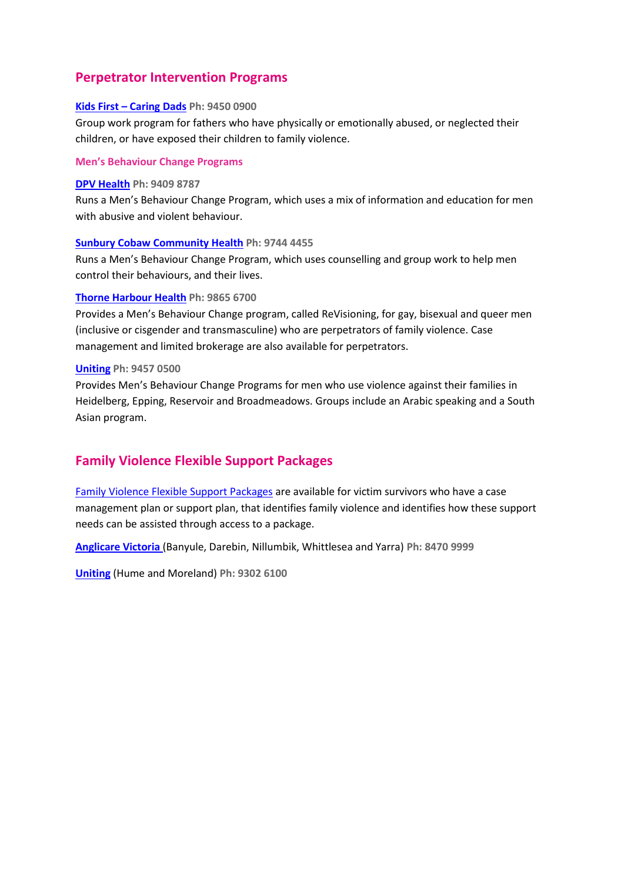## Perpetrator Intervention Programs

**Kids First – Caring Dads** **Ph: 9450 0900**

Group work program for fathers who have physically or emotionally abused, or neglected their children, or have exposed their children to family violence.

### Men's Behaviour Change Programs

**DPV Health** **Ph: 9409 8787**

Runs a Men's Behaviour Change Program, which uses a mix of information and education for men with abusive and violent behaviour.

**Sunbury Cobaw Community Health** **Ph: 9744 4455**

Runs a Men's Behaviour Change Program, which uses counselling and group work to help men control their behaviours, and their lives.

**Thorne Harbour Health** **Ph: 9865 6700**

Provides a Men's Behaviour Change program, called ReVisioning, for gay, bisexual and queer men (inclusive or cisgender and transmasculine) who are perpetrators of family violence. Case management and limited brokerage are also available for perpetrators.

**Uniting** **Ph: 9457 0500**

Provides Men's Behaviour Change Programs for men who use violence against their families in Heidelberg, Epping, Reservoir and Broadmeadows. Groups include an Arabic speaking and a South Asian program.

## Family Violence Flexible Support Packages

Family Violence Flexible Support Packages are available for victim survivors who have a case management plan or support plan, that identifies family violence and identifies how these support needs can be assisted through access to a package.

**Anglicare Victoria** (Banyule, Darebin, Nillumbik, Whittlesea and Yarra) **Ph: 8470 9999**

**Uniting** (Hume and Moreland) **Ph: 9302 6100**